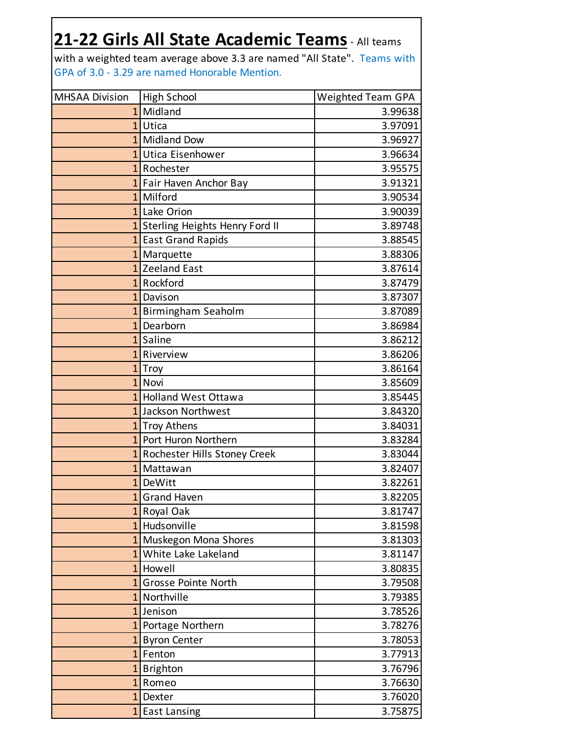## 21-22 Girls All State Academic Teams

- All teams with a weighted team average above 3.3 are named "All State". Teams with GPA of 3.0 - 3.29 are named Honorable Mention.

| MHSAA Division | High School | Weighted Team GPA |
|---|---|---|
| 1 | Midland | 3.99638 |
| 1 | Utica | 3.97091 |
| 1 | Midland Dow | 3.96927 |
| 1 | Utica Eisenhower | 3.96634 |
| 1 | Rochester | 3.95575 |
| 1 | Fair Haven Anchor Bay | 3.91321 |
| 1 | Milford | 3.90534 |
| 1 | Lake Orion | 3.90039 |
| 1 | Sterling Heights Henry Ford II | 3.89748 |
| 1 | East Grand Rapids | 3.88545 |
| 1 | Marquette | 3.88306 |
| 1 | Zeeland East | 3.87614 |
| 1 | Rockford | 3.87479 |
| 1 | Davison | 3.87307 |
| 1 | Birmingham Seaholm | 3.87089 |
| 1 | Dearborn | 3.86984 |
| 1 | Saline | 3.86212 |
| 1 | Riverview | 3.86206 |
| 1 | Troy | 3.86164 |
| 1 | Novi | 3.85609 |
| 1 | Holland West Ottawa | 3.85445 |
| 1 | Jackson Northwest | 3.84320 |
| 1 | Troy Athens | 3.84031 |
| 1 | Port Huron Northern | 3.83284 |
| 1 | Rochester Hills Stoney Creek | 3.83044 |
| 1 | Mattawan | 3.82407 |
| 1 | DeWitt | 3.82261 |
| 1 | Grand Haven | 3.82205 |
| 1 | Royal Oak | 3.81747 |
| 1 | Hudsonville | 3.81598 |
| 1 | Muskegon Mona Shores | 3.81303 |
| 1 | White Lake Lakeland | 3.81147 |
| 1 | Howell | 3.80835 |
| 1 | Grosse Pointe North | 3.79508 |
| 1 | Northville | 3.79385 |
| 1 | Jenison | 3.78526 |
| 1 | Portage Northern | 3.78276 |
| 1 | Byron Center | 3.78053 |
| 1 | Fenton | 3.77913 |
| 1 | Brighton | 3.76796 |
| 1 | Romeo | 3.76630 |
| 1 | Dexter | 3.76020 |
| 1 | East Lansing | 3.75875 |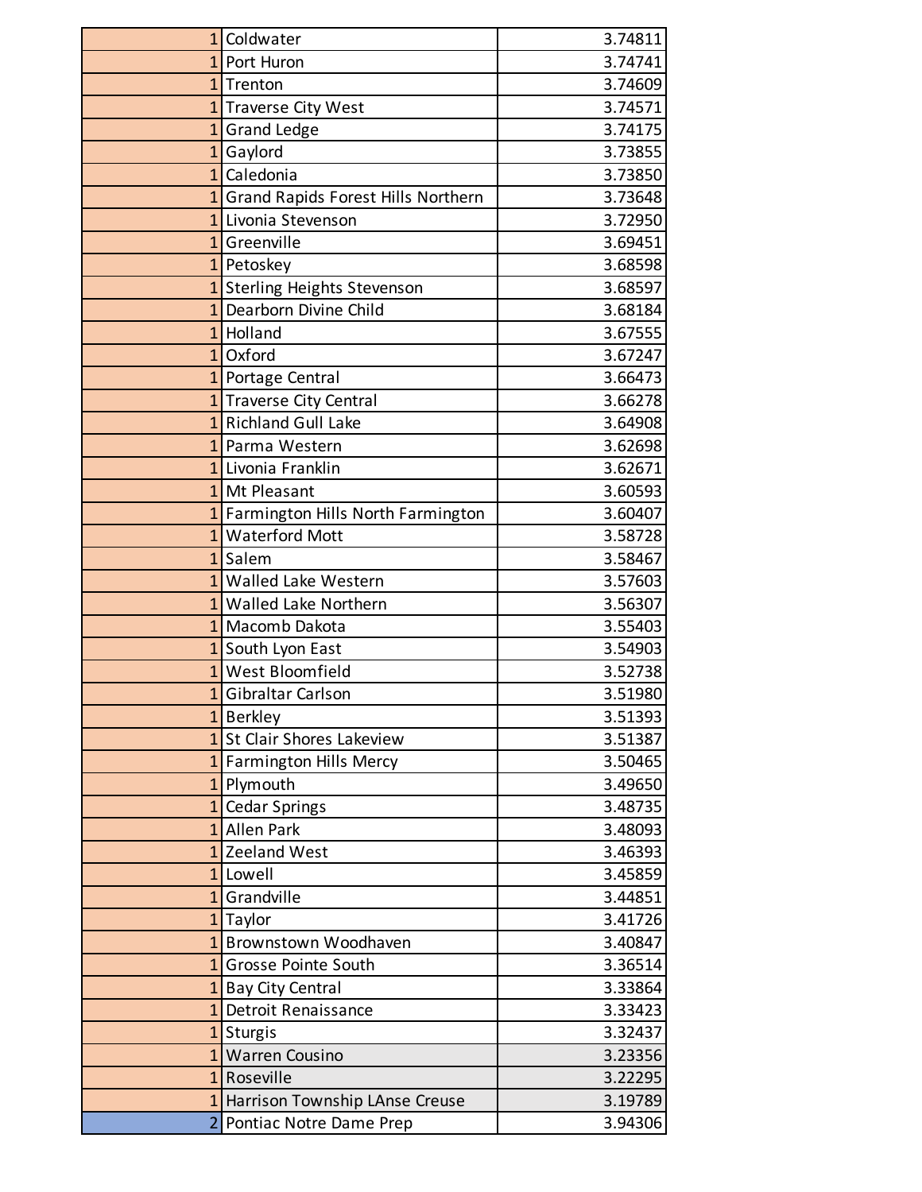| | | |
|---|---|---|
| 1 | Coldwater | 3.74811 |
| 1 | Port Huron | 3.74741 |
| 1 | Trenton | 3.74609 |
| 1 | Traverse City West | 3.74571 |
| 1 | Grand Ledge | 3.74175 |
| 1 | Gaylord | 3.73855 |
| 1 | Caledonia | 3.73850 |
| 1 | Grand Rapids Forest Hills Northern | 3.73648 |
| 1 | Livonia Stevenson | 3.72950 |
| 1 | Greenville | 3.69451 |
| 1 | Petoskey | 3.68598 |
| 1 | Sterling Heights Stevenson | 3.68597 |
| 1 | Dearborn Divine Child | 3.68184 |
| 1 | Holland | 3.67555 |
| 1 | Oxford | 3.67247 |
| 1 | Portage Central | 3.66473 |
| 1 | Traverse City Central | 3.66278 |
| 1 | Richland Gull Lake | 3.64908 |
| 1 | Parma Western | 3.62698 |
| 1 | Livonia Franklin | 3.62671 |
| 1 | Mt Pleasant | 3.60593 |
| 1 | Farmington Hills North Farmington | 3.60407 |
| 1 | Waterford Mott | 3.58728 |
| 1 | Salem | 3.58467 |
| 1 | Walled Lake Western | 3.57603 |
| 1 | Walled Lake Northern | 3.56307 |
| 1 | Macomb Dakota | 3.55403 |
| 1 | South Lyon East | 3.54903 |
| 1 | West Bloomfield | 3.52738 |
| 1 | Gibraltar Carlson | 3.51980 |
| 1 | Berkley | 3.51393 |
| 1 | St Clair Shores Lakeview | 3.51387 |
| 1 | Farmington Hills Mercy | 3.50465 |
| 1 | Plymouth | 3.49650 |
| 1 | Cedar Springs | 3.48735 |
| 1 | Allen Park | 3.48093 |
| 1 | Zeeland West | 3.46393 |
| 1 | Lowell | 3.45859 |
| 1 | Grandville | 3.44851 |
| 1 | Taylor | 3.41726 |
| 1 | Brownstown Woodhaven | 3.40847 |
| 1 | Grosse Pointe South | 3.36514 |
| 1 | Bay City Central | 3.33864 |
| 1 | Detroit Renaissance | 3.33423 |
| 1 | Sturgis | 3.32437 |
| 1 | Warren Cousino | 3.23356 |
| 1 | Roseville | 3.22295 |
| 1 | Harrison Township LAnse Creuse | 3.19789 |
| 2 | Pontiac Notre Dame Prep | 3.94306 |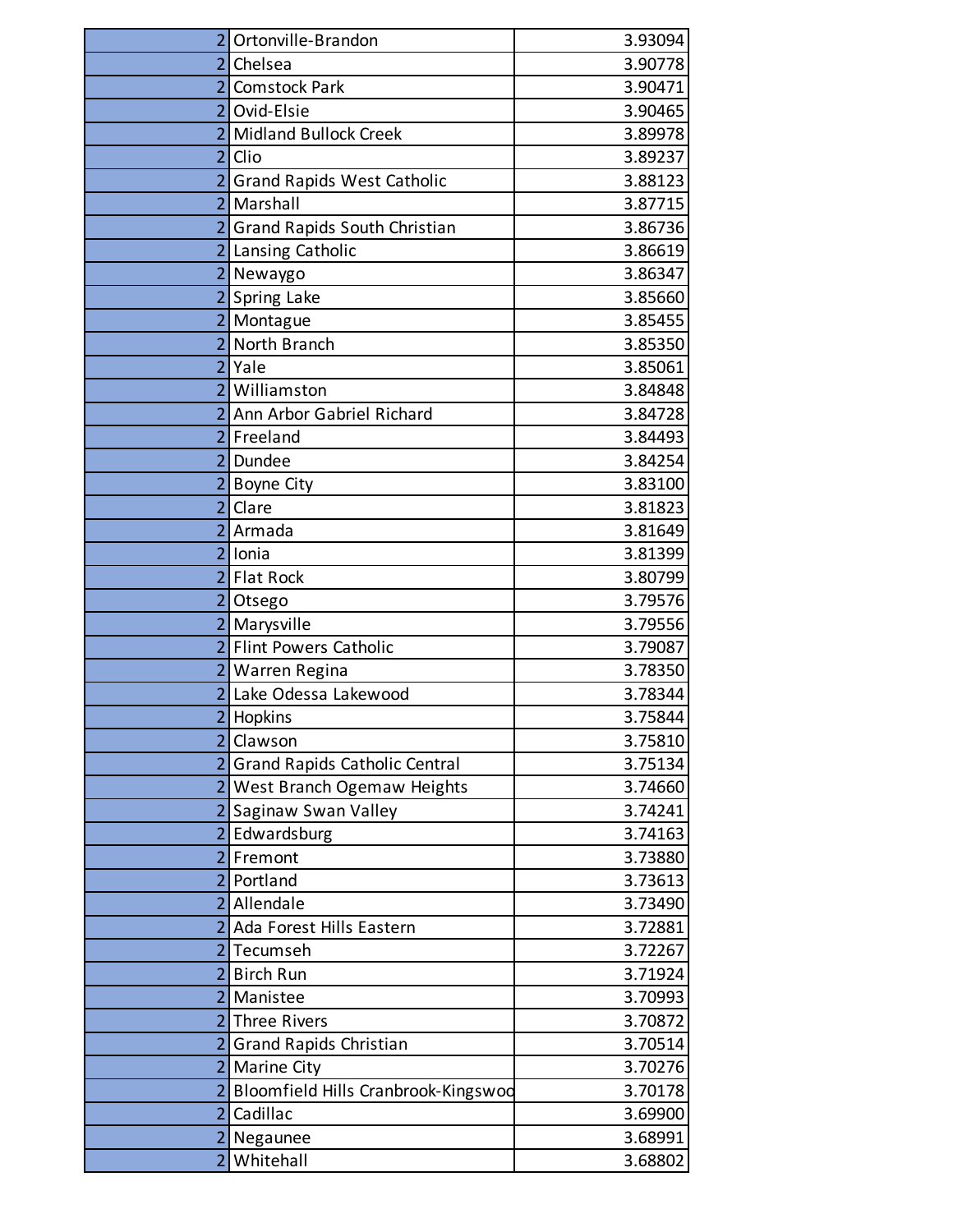| | | |
|---|---|---|
| 2 | Ortonville-Brandon | 3.93094 |
| 2 | Chelsea | 3.90778 |
| 2 | Comstock Park | 3.90471 |
| 2 | Ovid-Elsie | 3.90465 |
| 2 | Midland Bullock Creek | 3.89978 |
| 2 | Clio | 3.89237 |
| 2 | Grand Rapids West Catholic | 3.88123 |
| 2 | Marshall | 3.87715 |
| 2 | Grand Rapids South Christian | 3.86736 |
| 2 | Lansing Catholic | 3.86619 |
| 2 | Newaygo | 3.86347 |
| 2 | Spring Lake | 3.85660 |
| 2 | Montague | 3.85455 |
| 2 | North Branch | 3.85350 |
| 2 | Yale | 3.85061 |
| 2 | Williamston | 3.84848 |
| 2 | Ann Arbor Gabriel Richard | 3.84728 |
| 2 | Freeland | 3.84493 |
| 2 | Dundee | 3.84254 |
| 2 | Boyne City | 3.83100 |
| 2 | Clare | 3.81823 |
| 2 | Armada | 3.81649 |
| 2 | Ionia | 3.81399 |
| 2 | Flat Rock | 3.80799 |
| 2 | Otsego | 3.79576 |
| 2 | Marysville | 3.79556 |
| 2 | Flint Powers Catholic | 3.79087 |
| 2 | Warren Regina | 3.78350 |
| 2 | Lake Odessa Lakewood | 3.78344 |
| 2 | Hopkins | 3.75844 |
| 2 | Clawson | 3.75810 |
| 2 | Grand Rapids Catholic Central | 3.75134 |
| 2 | West Branch Ogemaw Heights | 3.74660 |
| 2 | Saginaw Swan Valley | 3.74241 |
| 2 | Edwardsburg | 3.74163 |
| 2 | Fremont | 3.73880 |
| 2 | Portland | 3.73613 |
| 2 | Allendale | 3.73490 |
| 2 | Ada Forest Hills Eastern | 3.72881 |
| 2 | Tecumseh | 3.72267 |
| 2 | Birch Run | 3.71924 |
| 2 | Manistee | 3.70993 |
| 2 | Three Rivers | 3.70872 |
| 2 | Grand Rapids Christian | 3.70514 |
| 2 | Marine City | 3.70276 |
| 2 | Bloomfield Hills Cranbrook-Kingswoo | 3.70178 |
| 2 | Cadillac | 3.69900 |
| 2 | Negaunee | 3.68991 |
| 2 | Whitehall | 3.68802 |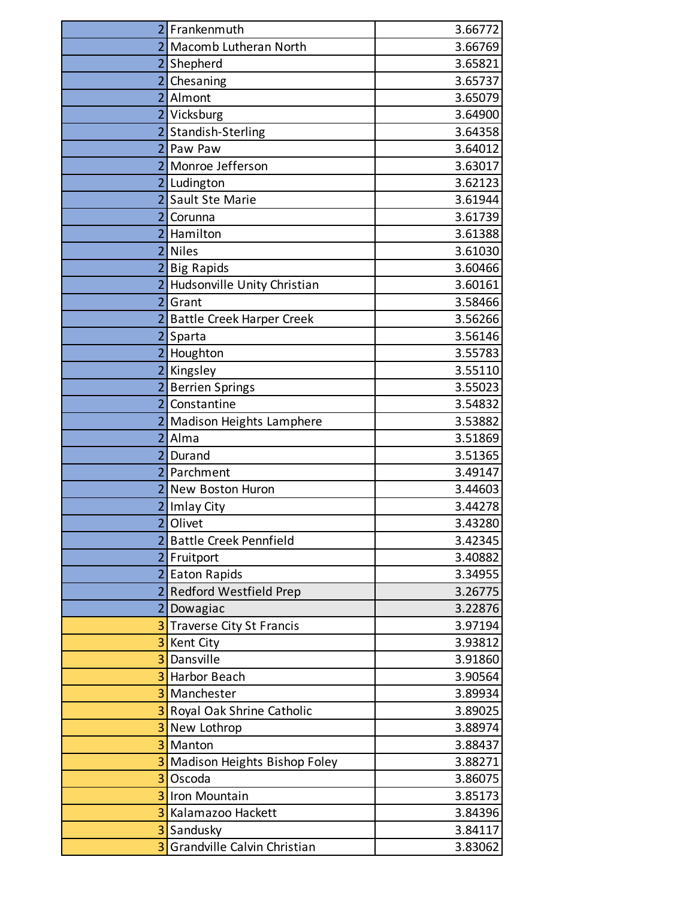| | | |
|---|---|---|
| 2 | Frankenmuth | 3.66772 |
| 2 | Macomb Lutheran North | 3.66769 |
| 2 | Shepherd | 3.65821 |
| 2 | Chesaning | 3.65737 |
| 2 | Almont | 3.65079 |
| 2 | Vicksburg | 3.64900 |
| 2 | Standish-Sterling | 3.64358 |
| 2 | Paw Paw | 3.64012 |
| 2 | Monroe Jefferson | 3.63017 |
| 2 | Ludington | 3.62123 |
| 2 | Sault Ste Marie | 3.61944 |
| 2 | Corunna | 3.61739 |
| 2 | Hamilton | 3.61388 |
| 2 | Niles | 3.61030 |
| 2 | Big Rapids | 3.60466 |
| 2 | Hudsonville Unity Christian | 3.60161 |
| 2 | Grant | 3.58466 |
| 2 | Battle Creek Harper Creek | 3.56266 |
| 2 | Sparta | 3.56146 |
| 2 | Houghton | 3.55783 |
| 2 | Kingsley | 3.55110 |
| 2 | Berrien Springs | 3.55023 |
| 2 | Constantine | 3.54832 |
| 2 | Madison Heights Lamphere | 3.53882 |
| 2 | Alma | 3.51869 |
| 2 | Durand | 3.51365 |
| 2 | Parchment | 3.49147 |
| 2 | New Boston Huron | 3.44603 |
| 2 | Imlay City | 3.44278 |
| 2 | Olivet | 3.43280 |
| 2 | Battle Creek Pennfield | 3.42345 |
| 2 | Fruitport | 3.40882 |
| 2 | Eaton Rapids | 3.34955 |
| 2 | Redford Westfield Prep | 3.26775 |
| 2 | Dowagiac | 3.22876 |
| 3 | Traverse City St Francis | 3.97194 |
| 3 | Kent City | 3.93812 |
| 3 | Dansville | 3.91860 |
| 3 | Harbor Beach | 3.90564 |
| 3 | Manchester | 3.89934 |
| 3 | Royal Oak Shrine Catholic | 3.89025 |
| 3 | New Lothrop | 3.88974 |
| 3 | Manton | 3.88437 |
| 3 | Madison Heights Bishop Foley | 3.88271 |
| 3 | Oscoda | 3.86075 |
| 3 | Iron Mountain | 3.85173 |
| 3 | Kalamazoo Hackett | 3.84396 |
| 3 | Sandusky | 3.84117 |
| 3 | Grandville Calvin Christian | 3.83062 |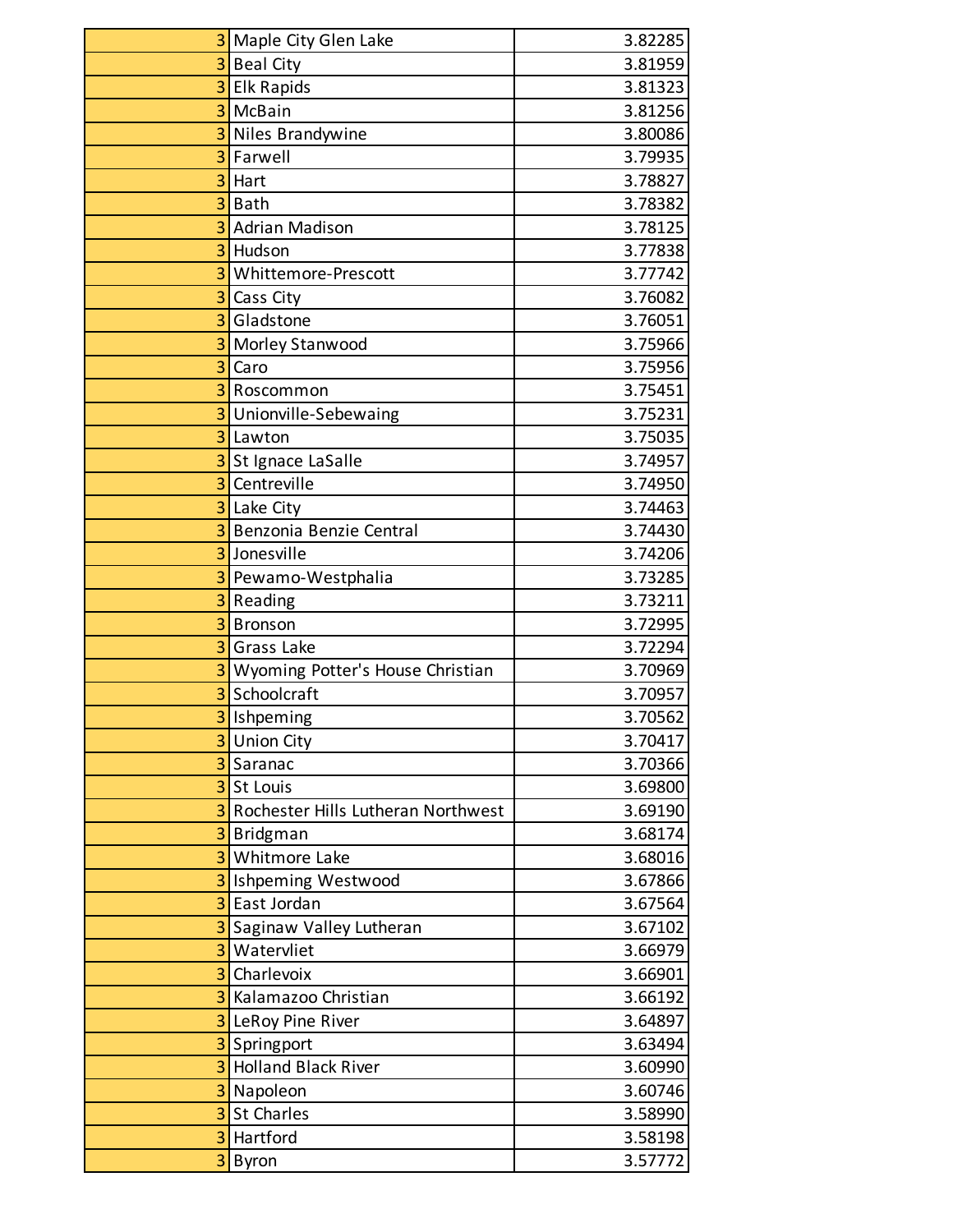| | | |
|---|---|---|
| 3 | Maple City Glen Lake | 3.82285 |
| 3 | Beal City | 3.81959 |
| 3 | Elk Rapids | 3.81323 |
| 3 | McBain | 3.81256 |
| 3 | Niles Brandywine | 3.80086 |
| 3 | Farwell | 3.79935 |
| 3 | Hart | 3.78827 |
| 3 | Bath | 3.78382 |
| 3 | Adrian Madison | 3.78125 |
| 3 | Hudson | 3.77838 |
| 3 | Whittemore-Prescott | 3.77742 |
| 3 | Cass City | 3.76082 |
| 3 | Gladstone | 3.76051 |
| 3 | Morley Stanwood | 3.75966 |
| 3 | Caro | 3.75956 |
| 3 | Roscommon | 3.75451 |
| 3 | Unionville-Sebewaing | 3.75231 |
| 3 | Lawton | 3.75035 |
| 3 | St Ignace LaSalle | 3.74957 |
| 3 | Centreville | 3.74950 |
| 3 | Lake City | 3.74463 |
| 3 | Benzonia Benzie Central | 3.74430 |
| 3 | Jonesville | 3.74206 |
| 3 | Pewamo-Westphalia | 3.73285 |
| 3 | Reading | 3.73211 |
| 3 | Bronson | 3.72995 |
| 3 | Grass Lake | 3.72294 |
| 3 | Wyoming Potter's House Christian | 3.70969 |
| 3 | Schoolcraft | 3.70957 |
| 3 | Ishpeming | 3.70562 |
| 3 | Union City | 3.70417 |
| 3 | Saranac | 3.70366 |
| 3 | St Louis | 3.69800 |
| 3 | Rochester Hills Lutheran Northwest | 3.69190 |
| 3 | Bridgman | 3.68174 |
| 3 | Whitmore Lake | 3.68016 |
| 3 | Ishpeming Westwood | 3.67866 |
| 3 | East Jordan | 3.67564 |
| 3 | Saginaw Valley Lutheran | 3.67102 |
| 3 | Watervliet | 3.66979 |
| 3 | Charlevoix | 3.66901 |
| 3 | Kalamazoo Christian | 3.66192 |
| 3 | LeRoy Pine River | 3.64897 |
| 3 | Springport | 3.63494 |
| 3 | Holland Black River | 3.60990 |
| 3 | Napoleon | 3.60746 |
| 3 | St Charles | 3.58990 |
| 3 | Hartford | 3.58198 |
| 3 | Byron | 3.57772 |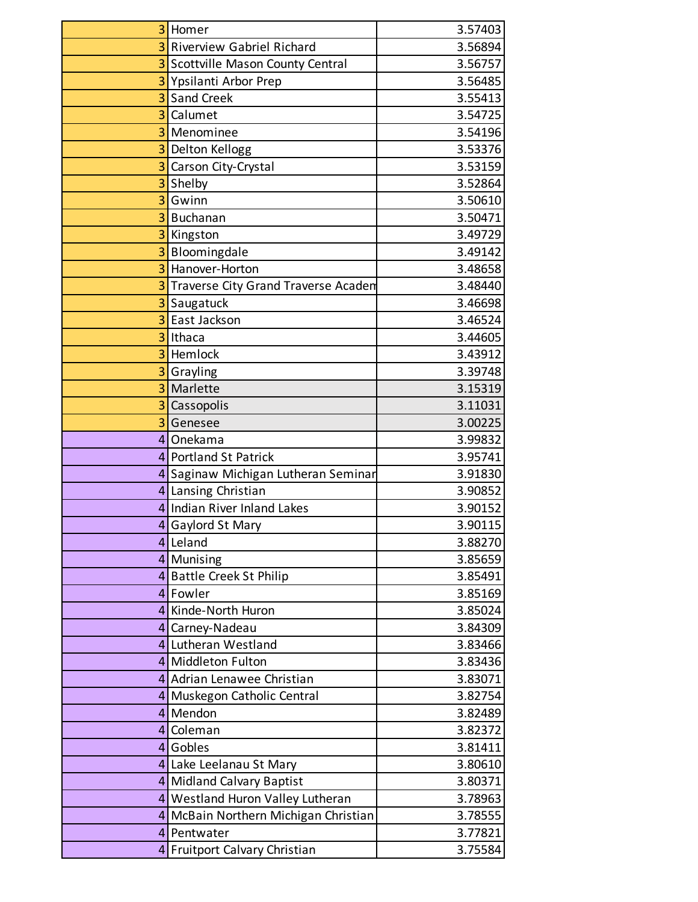| | | |
|---|---|---|
| 3 | Homer | 3.57403 |
| 3 | Riverview Gabriel Richard | 3.56894 |
| 3 | Scottville Mason County Central | 3.56757 |
| 3 | Ypsilanti Arbor Prep | 3.56485 |
| 3 | Sand Creek | 3.55413 |
| 3 | Calumet | 3.54725 |
| 3 | Menominee | 3.54196 |
| 3 | Delton Kellogg | 3.53376 |
| 3 | Carson City-Crystal | 3.53159 |
| 3 | Shelby | 3.52864 |
| 3 | Gwinn | 3.50610 |
| 3 | Buchanan | 3.50471 |
| 3 | Kingston | 3.49729 |
| 3 | Bloomingdale | 3.49142 |
| 3 | Hanover-Horton | 3.48658 |
| 3 | Traverse City Grand Traverse Academ | 3.48440 |
| 3 | Saugatuck | 3.46698 |
| 3 | East Jackson | 3.46524 |
| 3 | Ithaca | 3.44605 |
| 3 | Hemlock | 3.43912 |
| 3 | Grayling | 3.39748 |
| 3 | Marlette | 3.15319 |
| 3 | Cassopolis | 3.11031 |
| 3 | Genesee | 3.00225 |
| 4 | Onekama | 3.99832 |
| 4 | Portland St Patrick | 3.95741 |
| 4 | Saginaw Michigan Lutheran Seminar | 3.91830 |
| 4 | Lansing Christian | 3.90852 |
| 4 | Indian River Inland Lakes | 3.90152 |
| 4 | Gaylord St Mary | 3.90115 |
| 4 | Leland | 3.88270 |
| 4 | Munising | 3.85659 |
| 4 | Battle Creek St Philip | 3.85491 |
| 4 | Fowler | 3.85169 |
| 4 | Kinde-North Huron | 3.85024 |
| 4 | Carney-Nadeau | 3.84309 |
| 4 | Lutheran Westland | 3.83466 |
| 4 | Middleton Fulton | 3.83436 |
| 4 | Adrian Lenawee Christian | 3.83071 |
| 4 | Muskegon Catholic Central | 3.82754 |
| 4 | Mendon | 3.82489 |
| 4 | Coleman | 3.82372 |
| 4 | Gobles | 3.81411 |
| 4 | Lake Leelanau St Mary | 3.80610 |
| 4 | Midland Calvary Baptist | 3.80371 |
| 4 | Westland Huron Valley Lutheran | 3.78963 |
| 4 | McBain Northern Michigan Christian | 3.78555 |
| 4 | Pentwater | 3.77821 |
| 4 | Fruitport Calvary Christian | 3.75584 |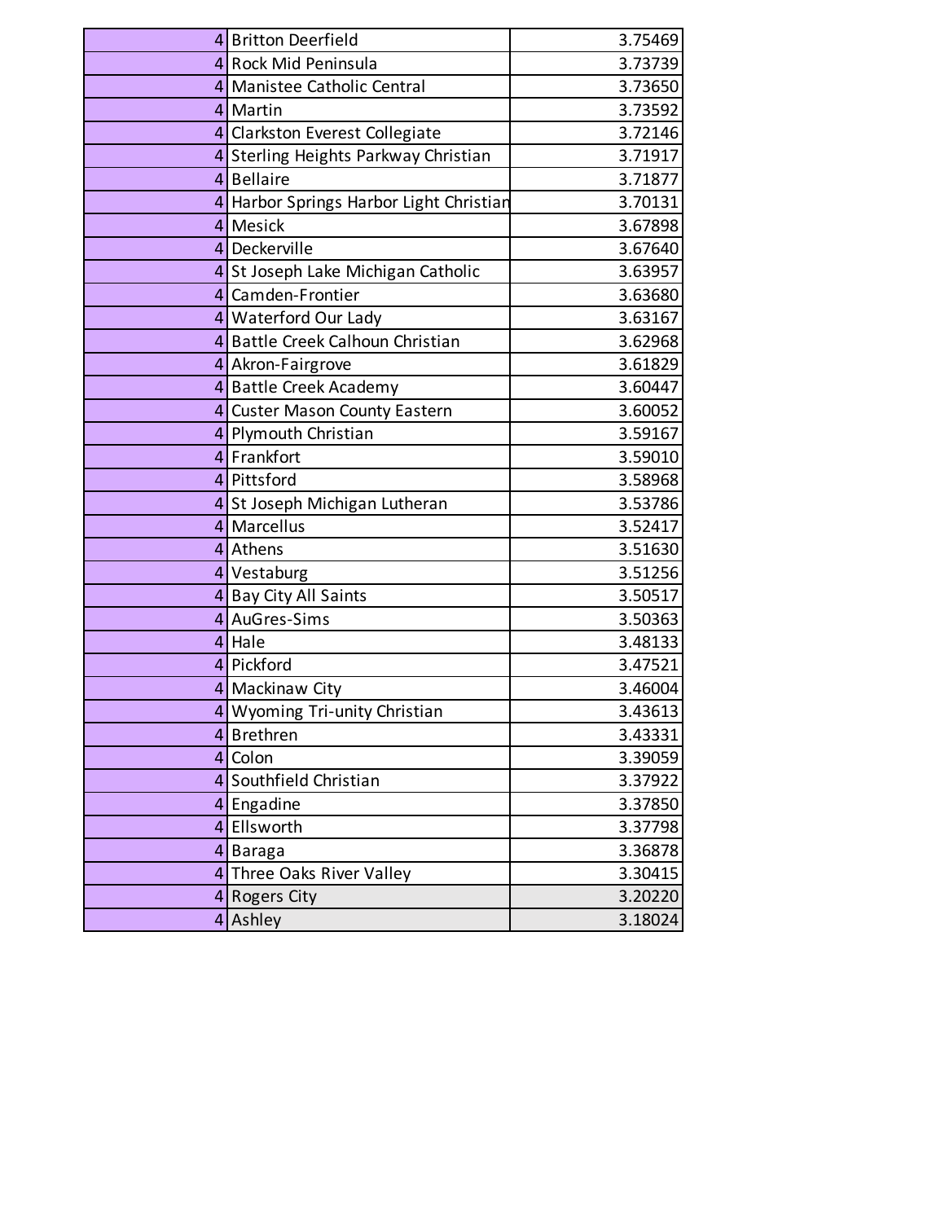| | | |
|---|---|---|
| 4 | Britton Deerfield | 3.75469 |
| 4 | Rock Mid Peninsula | 3.73739 |
| 4 | Manistee Catholic Central | 3.73650 |
| 4 | Martin | 3.73592 |
| 4 | Clarkston Everest Collegiate | 3.72146 |
| 4 | Sterling Heights Parkway Christian | 3.71917 |
| 4 | Bellaire | 3.71877 |
| 4 | Harbor Springs Harbor Light Christian | 3.70131 |
| 4 | Mesick | 3.67898 |
| 4 | Deckerville | 3.67640 |
| 4 | St Joseph Lake Michigan Catholic | 3.63957 |
| 4 | Camden-Frontier | 3.63680 |
| 4 | Waterford Our Lady | 3.63167 |
| 4 | Battle Creek Calhoun Christian | 3.62968 |
| 4 | Akron-Fairgrove | 3.61829 |
| 4 | Battle Creek Academy | 3.60447 |
| 4 | Custer Mason County Eastern | 3.60052 |
| 4 | Plymouth Christian | 3.59167 |
| 4 | Frankfort | 3.59010 |
| 4 | Pittsford | 3.58968 |
| 4 | St Joseph Michigan Lutheran | 3.53786 |
| 4 | Marcellus | 3.52417 |
| 4 | Athens | 3.51630 |
| 4 | Vestaburg | 3.51256 |
| 4 | Bay City All Saints | 3.50517 |
| 4 | AuGres-Sims | 3.50363 |
| 4 | Hale | 3.48133 |
| 4 | Pickford | 3.47521 |
| 4 | Mackinaw City | 3.46004 |
| 4 | Wyoming Tri-unity Christian | 3.43613 |
| 4 | Brethren | 3.43331 |
| 4 | Colon | 3.39059 |
| 4 | Southfield Christian | 3.37922 |
| 4 | Engadine | 3.37850 |
| 4 | Ellsworth | 3.37798 |
| 4 | Baraga | 3.36878 |
| 4 | Three Oaks River Valley | 3.30415 |
| 4 | Rogers City | 3.20220 |
| 4 | Ashley | 3.18024 |